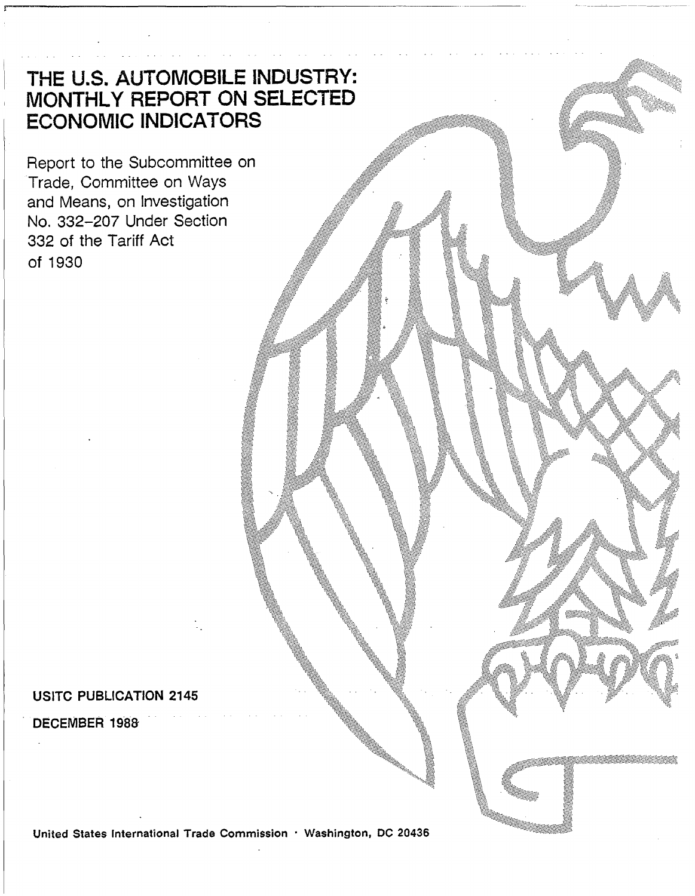# THE U.S. AUTOMOBILE INDUSTRY: MONTHLY REPORT ON SELECTED ECONOMIC INDICATORS

Report to the Subcommittee on Trade, Committee on Ways and Means, on Investigation No. 332-207 Under Section 332 of the Tariff Act of 1930

**USITC PUBLICATION 2145**

**DECEMBER 1988**

**United States International Trade Commission · Washington, DC 20436**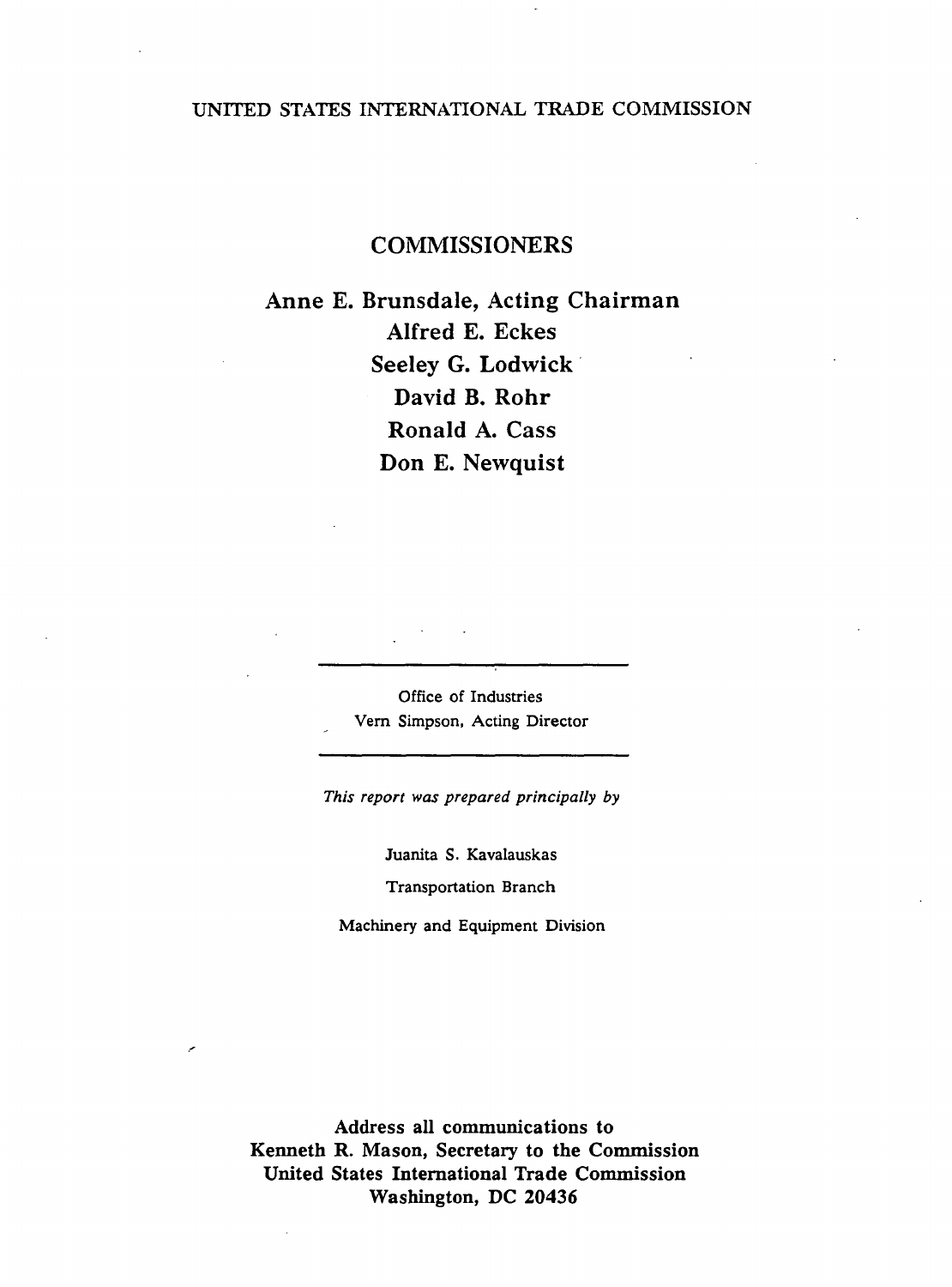UNITED STATES INTERNATIONAL TRADE COMMISSION

## COMMISSIONERS

**Anne E. Brunsdale, Acting Chairman**
**Alfred E. Eckes**
**Seeley G. Lodwick**
**David B. Rohr**
**Ronald A. Cass**
**Don E. Newquist**

---

Office of Industries
Vern Simpson, Acting Director

---

*This report was prepared principally by*

Juanita S. Kavalauskas

Transportation Branch

Machinery and Equipment Division

**Address all communications to**
**Kenneth R. Mason, Secretary to the Commission**
**United States International Trade Commission**
**Washington, DC 20436**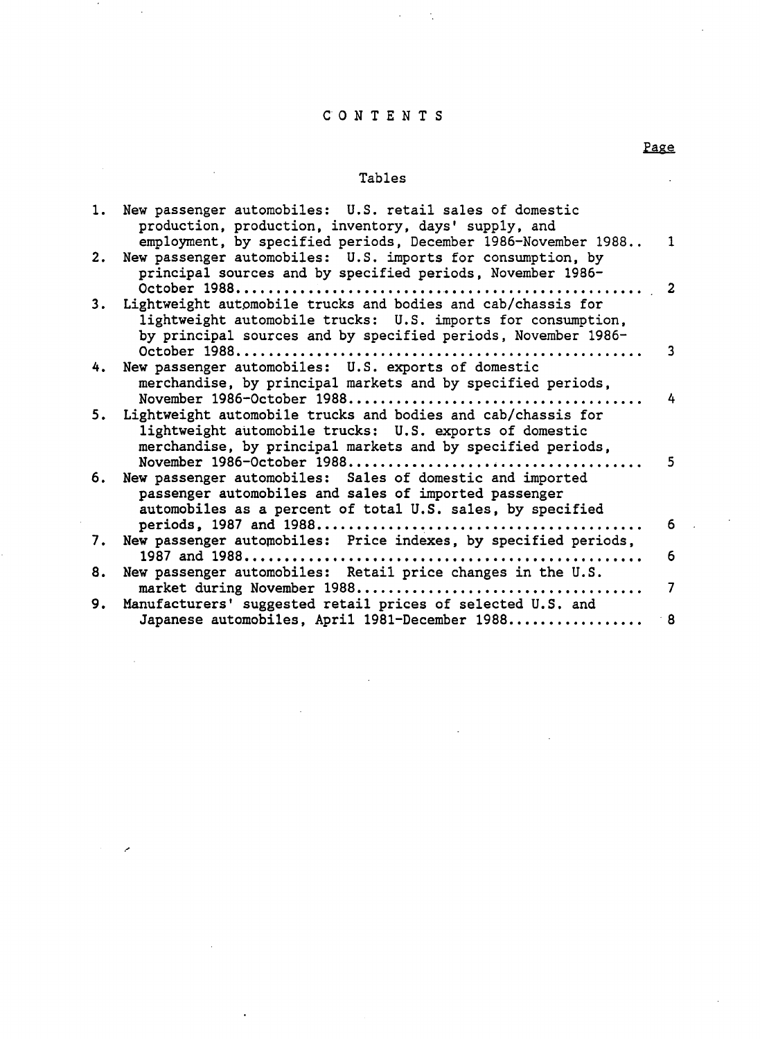# CONTENTS

Page

## Tables

| | | Page |
|---|---|---|
| 1. | New passenger automobiles: U.S. retail sales of domestic production, production, inventory, days' supply, and employment, by specified periods, December 1986-November 1988 | 1 |
| 2. | New passenger automobiles: U.S. imports for consumption, by principal sources and by specified periods, November 1986-October 1988 | 2 |
| 3. | Lightweight automobile trucks and bodies and cab/chassis for lightweight automobile trucks: U.S. imports for consumption, by principal sources and by specified periods, November 1986-October 1988 | 3 |
| 4. | New passenger automobiles: U.S. exports of domestic merchandise, by principal markets and by specified periods, November 1986-October 1988 | 4 |
| 5. | Lightweight automobile trucks and bodies and cab/chassis for lightweight automobile trucks: U.S. exports of domestic merchandise, by principal markets and by specified periods, November 1986-October 1988 | 5 |
| 6. | New passenger automobiles: Sales of domestic and imported passenger automobiles and sales of imported passenger automobiles as a percent of total U.S. sales, by specified periods, 1987 and 1988 | 6 |
| 7. | New passenger automobiles: Price indexes, by specified periods, 1987 and 1988 | 6 |
| 8. | New passenger automobiles: Retail price changes in the U.S. market during November 1988 | 7 |
| 9. | Manufacturers' suggested retail prices of selected U.S. and Japanese automobiles, April 1981-December 1988 | 8 |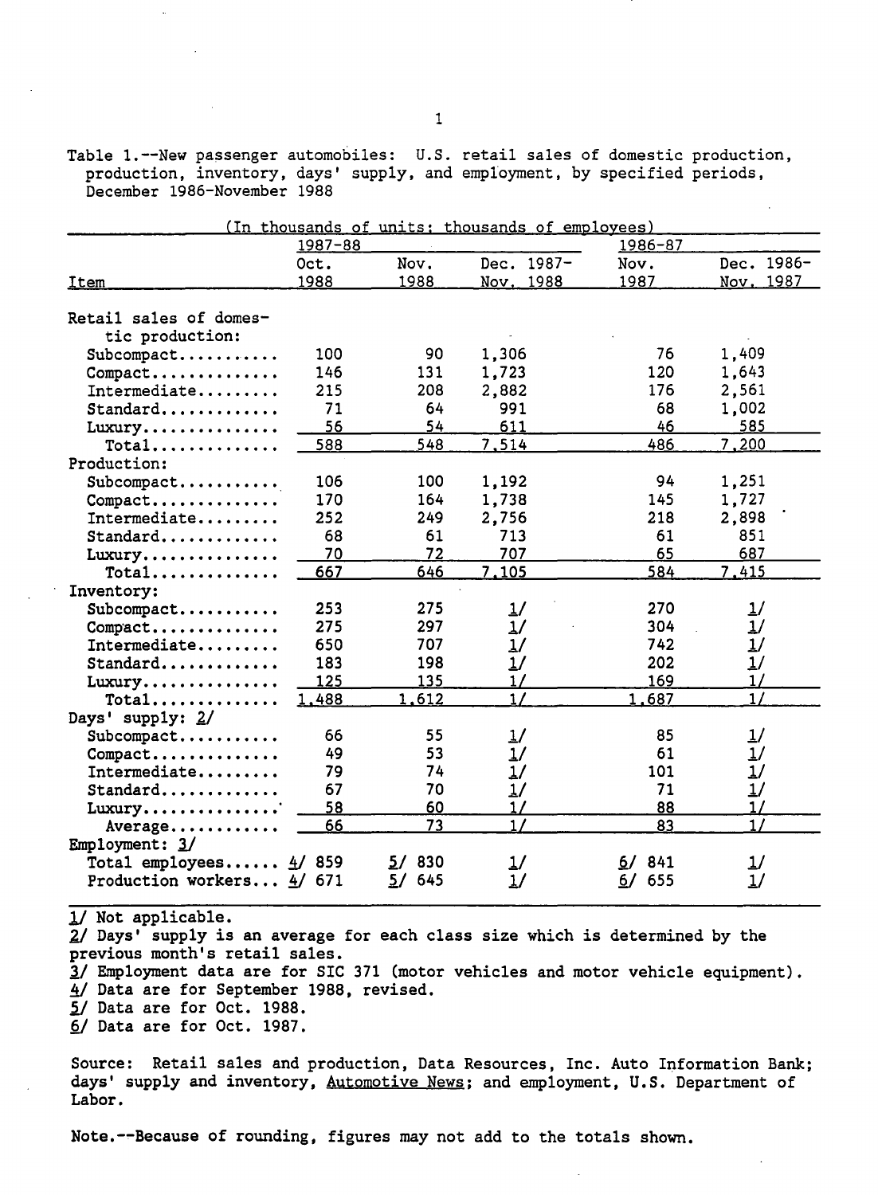Table 1.--New passenger automobiles: U.S. retail sales of domestic production, production, inventory, days' supply, and employment, by specified periods, December 1986-November 1988

(In thousands of units; thousands of employees)

| Item | 1987-88 | | | 1986-87 | |
|---|---|---|---|---|---|
| | Oct. 1988 | Nov. 1988 | Dec. 1987-Nov. 1988 | Nov. 1987 | Dec. 1986-Nov. 1987 |
| Retail sales of domestic production: | | | | | |
| Subcompact | 100 | 90 | 1,306 | 76 | 1,409 |
| Compact | 146 | 131 | 1,723 | 120 | 1,643 |
| Intermediate | 215 | 208 | 2,882 | 176 | 2,561 |
| Standard | 71 | 64 | 991 | 68 | 1,002 |
| Luxury | 56 | 54 | 611 | 46 | 585 |
| Total | 588 | 548 | 7,514 | 486 | 7,200 |
| Production: | | | | | |
| Subcompact | 106 | 100 | 1,192 | 94 | 1,251 |
| Compact | 170 | 164 | 1,738 | 145 | 1,727 |
| Intermediate | 252 | 249 | 2,756 | 218 | 2,898 |
| Standard | 68 | 61 | 713 | 61 | 851 |
| Luxury | 70 | 72 | 707 | 65 | 687 |
| Total | 667 | 646 | 7,105 | 584 | 7,415 |
| Inventory: | | | | | |
| Subcompact | 253 | 275 | 1/ | 270 | 1/ |
| Compact | 275 | 297 | 1/ | 304 | 1/ |
| Intermediate | 650 | 707 | 1/ | 742 | 1/ |
| Standard | 183 | 198 | 1/ | 202 | 1/ |
| Luxury | 125 | 135 | 1/ | 169 | 1/ |
| Total | 1,488 | 1,612 | 1/ | 1,687 | 1/ |
| Days' supply: 2/ | | | | | |
| Subcompact | 66 | 55 | 1/ | 85 | 1/ |
| Compact | 49 | 53 | 1/ | 61 | 1/ |
| Intermediate | 79 | 74 | 1/ | 101 | 1/ |
| Standard | 67 | 70 | 1/ | 71 | 1/ |
| Luxury | 58 | 60 | 1/ | 88 | 1/ |
| Average | 66 | 73 | 1/ | 83 | 1/ |
| Employment: 3/ | | | | | |
| Total employees | 4/ 859 | 5/ 830 | 1/ | 6/ 841 | 1/ |
| Production workers | 4/ 671 | 5/ 645 | 1/ | 6/ 655 | 1/ |

1/ Not applicable.
2/ Days' supply is an average for each class size which is determined by the previous month's retail sales.
3/ Employment data are for SIC 371 (motor vehicles and motor vehicle equipment).
4/ Data are for September 1988, revised.
5/ Data are for Oct. 1988.
6/ Data are for Oct. 1987.

Source: Retail sales and production, Data Resources, Inc. Auto Information Bank; days' supply and inventory, Automotive News; and employment, U.S. Department of Labor.

Note.--Because of rounding, figures may not add to the totals shown.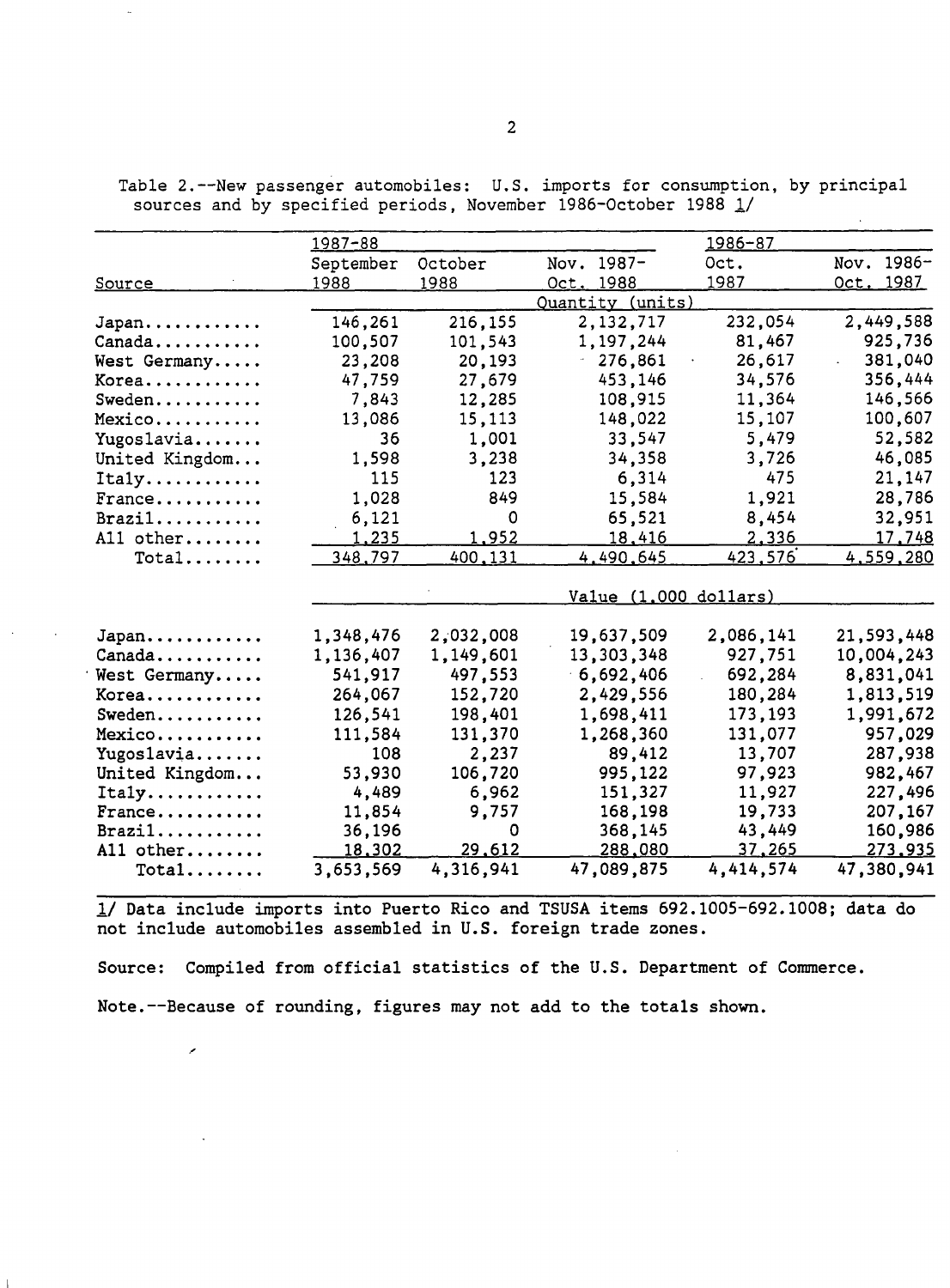Table 2.--New passenger automobiles: U.S. imports for consumption, by principal sources and by specified periods, November 1986-October 1988 1/

| Source | 1987-88 September 1988 | October 1988 | Nov. 1987-Oct. 1988 | 1986-87 Oct. 1987 | Nov. 1986-Oct. 1987 |
|---|---|---|---|---|---|
| | Quantity (units) | | | | |
| Japan | 146,261 | 216,155 | 2,132,717 | 232,054 | 2,449,588 |
| Canada | 100,507 | 101,543 | 1,197,244 | 81,467 | 925,736 |
| West Germany | 23,208 | 20,193 | 276,861 | 26,617 | 381,040 |
| Korea | 47,759 | 27,679 | 453,146 | 34,576 | 356,444 |
| Sweden | 7,843 | 12,285 | 108,915 | 11,364 | 146,566 |
| Mexico | 13,086 | 15,113 | 148,022 | 15,107 | 100,607 |
| Yugoslavia | 36 | 1,001 | 33,547 | 5,479 | 52,582 |
| United Kingdom | 1,598 | 3,238 | 34,358 | 3,726 | 46,085 |
| Italy | 115 | 123 | 6,314 | 475 | 21,147 |
| France | 1,028 | 849 | 15,584 | 1,921 | 28,786 |
| Brazil | 6,121 | 0 | 65,521 | 8,454 | 32,951 |
| All other | 1,235 | 1,952 | 18,416 | 2,336 | 17,748 |
| Total | 348,797 | 400,131 | 4,490,645 | 423,576 | 4,559,280 |
| | Value (1,000 dollars) | | | | |
| Japan | 1,348,476 | 2,032,008 | 19,637,509 | 2,086,141 | 21,593,448 |
| Canada | 1,136,407 | 1,149,601 | 13,303,348 | 927,751 | 10,004,243 |
| West Germany | 541,917 | 497,553 | 6,692,406 | 692,284 | 8,831,041 |
| Korea | 264,067 | 152,720 | 2,429,556 | 180,284 | 1,813,519 |
| Sweden | 126,541 | 198,401 | 1,698,411 | 173,193 | 1,991,672 |
| Mexico | 111,584 | 131,370 | 1,268,360 | 131,077 | 957,029 |
| Yugoslavia | 108 | 2,237 | 89,412 | 13,707 | 287,938 |
| United Kingdom | 53,930 | 106,720 | 995,122 | 97,923 | 982,467 |
| Italy | 4,489 | 6,962 | 151,327 | 11,927 | 227,496 |
| France | 11,854 | 9,757 | 168,198 | 19,733 | 207,167 |
| Brazil | 36,196 | 0 | 368,145 | 43,449 | 160,986 |
| All other | 18,302 | 29,612 | 288,080 | 37,265 | 273,935 |
| Total | 3,653,569 | 4,316,941 | 47,089,875 | 4,414,574 | 47,380,941 |

1/ Data include imports into Puerto Rico and TSUSA items 692.1005-692.1008; data do not include automobiles assembled in U.S. foreign trade zones.

Source: Compiled from official statistics of the U.S. Department of Commerce.

Note.--Because of rounding, figures may not add to the totals shown.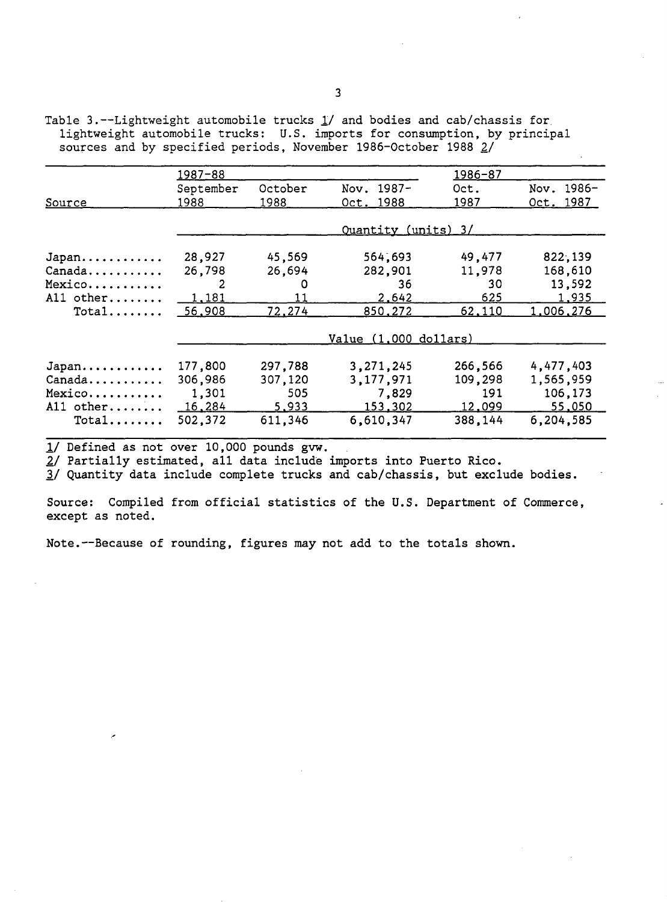Table 3.--Lightweight automobile trucks 1/ and bodies and cab/chassis for lightweight automobile trucks: U.S. imports for consumption, by principal sources and by specified periods, November 1986-October 1988 2/

| Source | 1987-88 September 1988 | October 1988 | Nov. 1987-Oct. 1988 | 1986-87 Oct. 1987 | Nov. 1986-Oct. 1987 |
|---|---|---|---|---|---|
| | Quantity (units) 3/ | | | | |
| Japan | 28,927 | 45,569 | 564,693 | 49,477 | 822,139 |
| Canada | 26,798 | 26,694 | 282,901 | 11,978 | 168,610 |
| Mexico | 2 | 0 | 36 | 30 | 13,592 |
| All other | 1,181 | 11 | 2,642 | 625 | 1,935 |
| Total | 56,908 | 72,274 | 850,272 | 62,110 | 1,006,276 |
| | Value (1,000 dollars) | | | | |
| Japan | 177,800 | 297,788 | 3,271,245 | 266,566 | 4,477,403 |
| Canada | 306,986 | 307,120 | 3,177,971 | 109,298 | 1,565,959 |
| Mexico | 1,301 | 505 | 7,829 | 191 | 106,173 |
| All other | 16,284 | 5,933 | 153,302 | 12,099 | 55,050 |
| Total | 502,372 | 611,346 | 6,610,347 | 388,144 | 6,204,585 |

1/ Defined as not over 10,000 pounds gvw.
2/ Partially estimated, all data include imports into Puerto Rico.
3/ Quantity data include complete trucks and cab/chassis, but exclude bodies.

Source: Compiled from official statistics of the U.S. Department of Commerce, except as noted.

Note.--Because of rounding, figures may not add to the totals shown.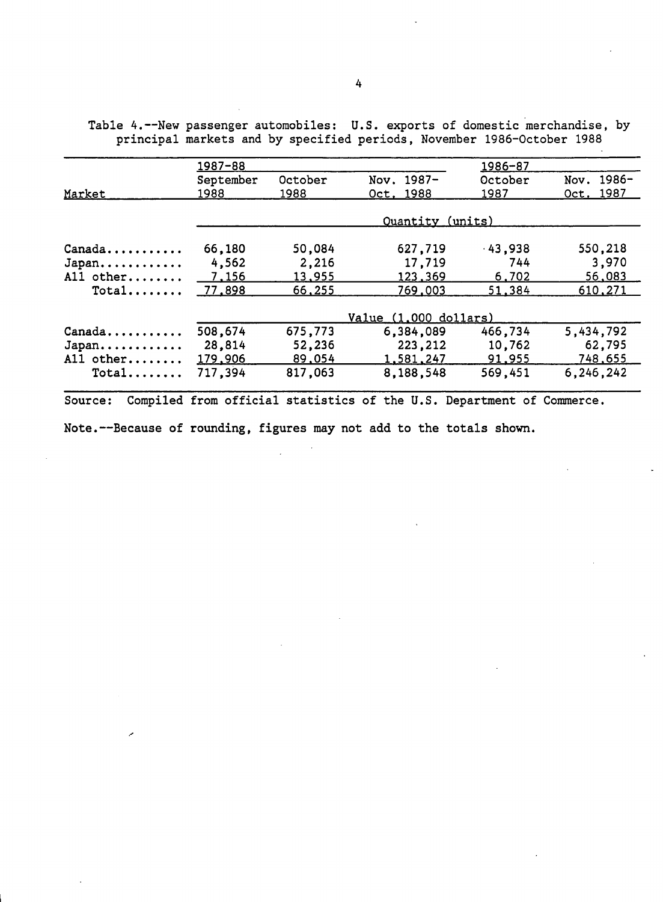Table 4.--New passenger automobiles: U.S. exports of domestic merchandise, by principal markets and by specified periods, November 1986-October 1988

| Market | 1987-88 | | | 1986-87 | |
|---|---|---|---|---|---|
| | September 1988 | October 1988 | Nov. 1987-Oct. 1988 | October 1987 | Nov. 1986-Oct. 1987 |
| | Quantity (units) | | | | |
| Canada........... | 66,180 | 50,084 | 627,719 | 43,938 | 550,218 |
| Japan............ | 4,562 | 2,216 | 17,719 | 744 | 3,970 |
| All other........ | 7,156 | 13,955 | 123,369 | 6,702 | 56,083 |
| Total........ | 77,898 | 66,255 | 769,003 | 51,384 | 610,271 |
| | Value (1,000 dollars) | | | | |
| Canada........... | 508,674 | 675,773 | 6,384,089 | 466,734 | 5,434,792 |
| Japan............ | 28,814 | 52,236 | 223,212 | 10,762 | 62,795 |
| All other........ | 179,906 | 89,054 | 1,581,247 | 91,955 | 748,655 |
| Total........ | 717,394 | 817,063 | 8,188,548 | 569,451 | 6,246,242 |

Source: Compiled from official statistics of the U.S. Department of Commerce.

Note.--Because of rounding, figures may not add to the totals shown.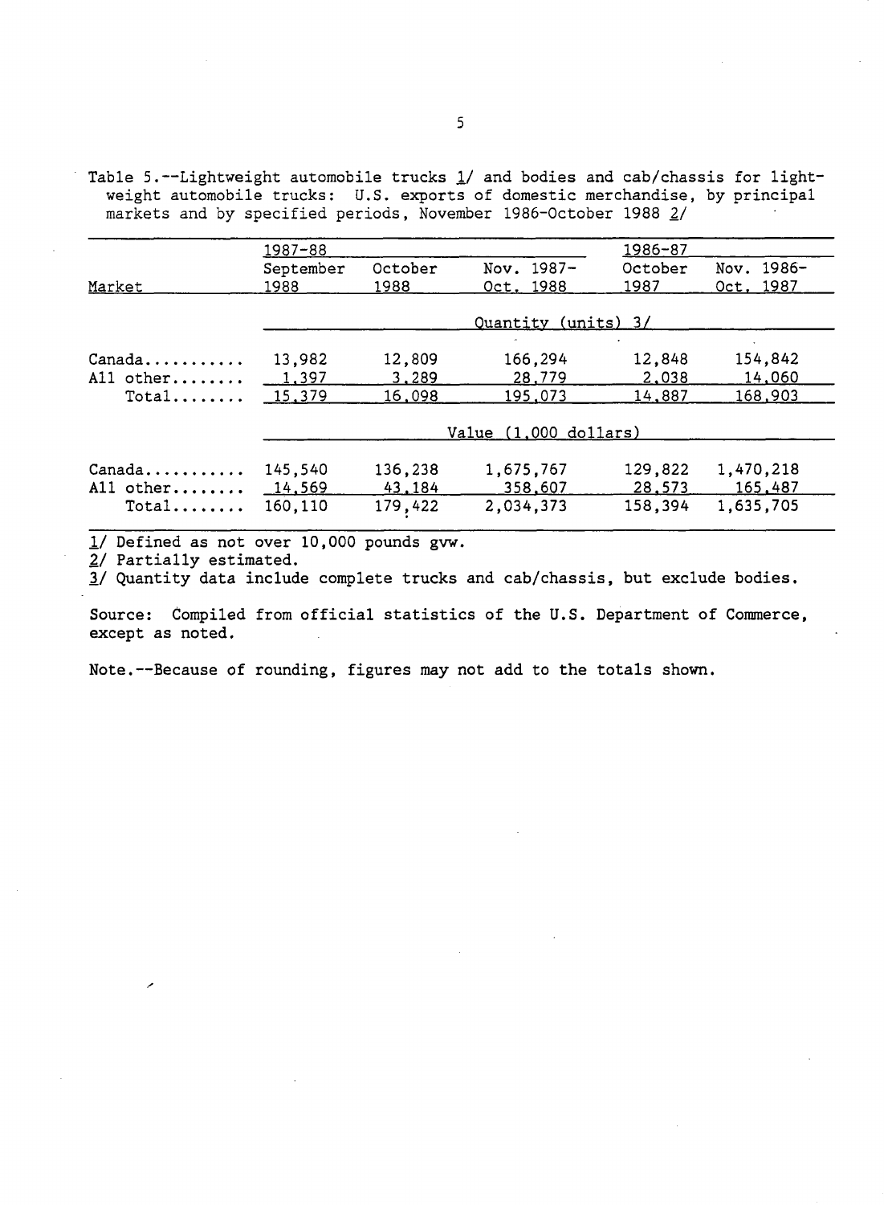Table 5.--Lightweight automobile trucks 1/ and bodies and cab/chassis for lightweight automobile trucks: U.S. exports of domestic merchandise, by principal markets and by specified periods, November 1986-October 1988 2/

| Market | 1987-88 September 1988 | October 1988 | Nov. 1987-Oct. 1988 | 1986-87 October 1987 | Nov. 1986-Oct. 1987 |
|---|---|---|---|---|---|
| | Quantity (units) 3/ | | | | |
| Canada | 13,982 | 12,809 | 166,294 | 12,848 | 154,842 |
| All other | 1,397 | 3,289 | 28,779 | 2,038 | 14,060 |
| Total | 15,379 | 16,098 | 195,073 | 14,887 | 168,903 |
| | Value (1,000 dollars) | | | | |
| Canada | 145,540 | 136,238 | 1,675,767 | 129,822 | 1,470,218 |
| All other | 14,569 | 43,184 | 358,607 | 28,573 | 165,487 |
| Total | 160,110 | 179,422 | 2,034,373 | 158,394 | 1,635,705 |

1/ Defined as not over 10,000 pounds gvw.

2/ Partially estimated.

3/ Quantity data include complete trucks and cab/chassis, but exclude bodies.

Source: Compiled from official statistics of the U.S. Department of Commerce, except as noted.

Note.--Because of rounding, figures may not add to the totals shown.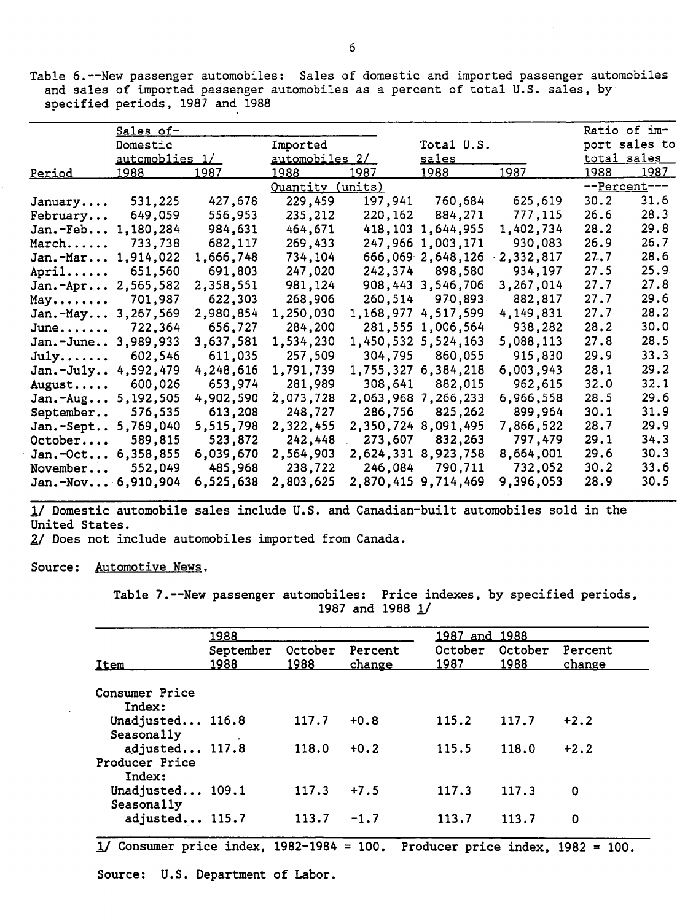Table 6.--New passenger automobiles: Sales of domestic and imported passenger automobiles and sales of imported passenger automobiles as a percent of total U.S. sales, by specified periods, 1987 and 1988

| Period | Sales of- Domestic automobiles 1/ 1988 | 1987 | Imported automobiles 2/ 1988 | 1987 | Total U.S. sales 1988 | 1987 | Ratio of import sales to total sales 1988 | 1987 |
|---|---|---|---|---|---|---|---|---|
| | Quantity (units) | | | | | | --Percent--- | |
| January.... | 531,225 | 427,678 | 229,459 | 197,941 | 760,684 | 625,619 | 30.2 | 31.6 |
| February... | 649,059 | 556,953 | 235,212 | 220,162 | 884,271 | 777,115 | 26.6 | 28.3 |
| Jan.-Feb... | 1,180,284 | 984,631 | 464,671 | 418,103 | 1,644,955 | 1,402,734 | 28.2 | 29.8 |
| March...... | 733,738 | 682,117 | 269,433 | 247,966 | 1,003,171 | 930,083 | 26.9 | 26.7 |
| Jan.-Mar... | 1,914,022 | 1,666,748 | 734,104 | 666,069 | 2,648,126 | 2,332,817 | 27.7 | 28.6 |
| April...... | 651,560 | 691,803 | 247,020 | 242,374 | 898,580 | 934,197 | 27.5 | 25.9 |
| Jan.-Apr... | 2,565,582 | 2,358,551 | 981,124 | 908,443 | 3,546,706 | 3,267,014 | 27.7 | 27.8 |
| May........ | 701,987 | 622,303 | 268,906 | 260,514 | 970,893 | 882,817 | 27.7 | 29.6 |
| Jan.-May... | 3,267,569 | 2,980,854 | 1,250,030 | 1,168,977 | 4,517,599 | 4,149,831 | 27.7 | 28.2 |
| June....... | 722,364 | 656,727 | 284,200 | 281,555 | 1,006,564 | 938,282 | 28.2 | 30.0 |
| Jan.-June.. | 3,989,933 | 3,637,581 | 1,534,230 | 1,450,532 | 5,524,163 | 5,088,113 | 27.8 | 28.5 |
| July....... | 602,546 | 611,035 | 257,509 | 304,795 | 860,055 | 915,830 | 29.9 | 33.3 |
| Jan.-July.. | 4,592,479 | 4,248,616 | 1,791,739 | 1,755,327 | 6,384,218 | 6,003,943 | 28.1 | 29.2 |
| August..... | 600,026 | 653,974 | 281,989 | 308,641 | 882,015 | 962,615 | 32.0 | 32.1 |
| Jan.-Aug... | 5,192,505 | 4,902,590 | 2,073,728 | 2,063,968 | 7,266,233 | 6,966,558 | 28.5 | 29.6 |
| September.. | 576,535 | 613,208 | 248,727 | 286,756 | 825,262 | 899,964 | 30.1 | 31.9 |
| Jan.-Sept.. | 5,769,040 | 5,515,798 | 2,322,455 | 2,350,724 | 8,091,495 | 7,866,522 | 28.7 | 29.9 |
| October.... | 589,815 | 523,872 | 242,448 | 273,607 | 832,263 | 797,479 | 29.1 | 34.3 |
| Jan.-Oct... | 6,358,855 | 6,039,670 | 2,564,903 | 2,624,331 | 8,923,758 | 8,664,001 | 29.6 | 30.3 |
| November... | 552,049 | 485,968 | 238,722 | 246,084 | 790,711 | 732,052 | 30.2 | 33.6 |
| Jan.-Nov... | 6,910,904 | 6,525,638 | 2,803,625 | 2,870,415 | 9,714,469 | 9,396,053 | 28.9 | 30.5 |

1/ Domestic automobile sales include U.S. and Canadian-built automobiles sold in the United States.
2/ Does not include automobiles imported from Canada.

Source: Automotive News.

Table 7.--New passenger automobiles: Price indexes, by specified periods, 1987 and 1988 1/

| Item | 1988 September 1988 | October 1988 | Percent change | 1987 and 1988 October 1987 | October 1988 | Percent change |
|---|---|---|---|---|---|---|
| Consumer Price Index: | | | | | | |
| Unadjusted... | 116.8 | 117.7 | +0.8 | 115.2 | 117.7 | +2.2 |
| Seasonally adjusted... | 117.8 | 118.0 | +0.2 | 115.5 | 118.0 | +2.2 |
| Producer Price Index: | | | | | | |
| Unadjusted... | 109.1 | 117.3 | +7.5 | 117.3 | 117.3 | 0 |
| Seasonally adjusted... | 115.7 | 113.7 | -1.7 | 113.7 | 113.7 | 0 |

1/ Consumer price index, 1982-1984 = 100. Producer price index, 1982 = 100.

Source: U.S. Department of Labor.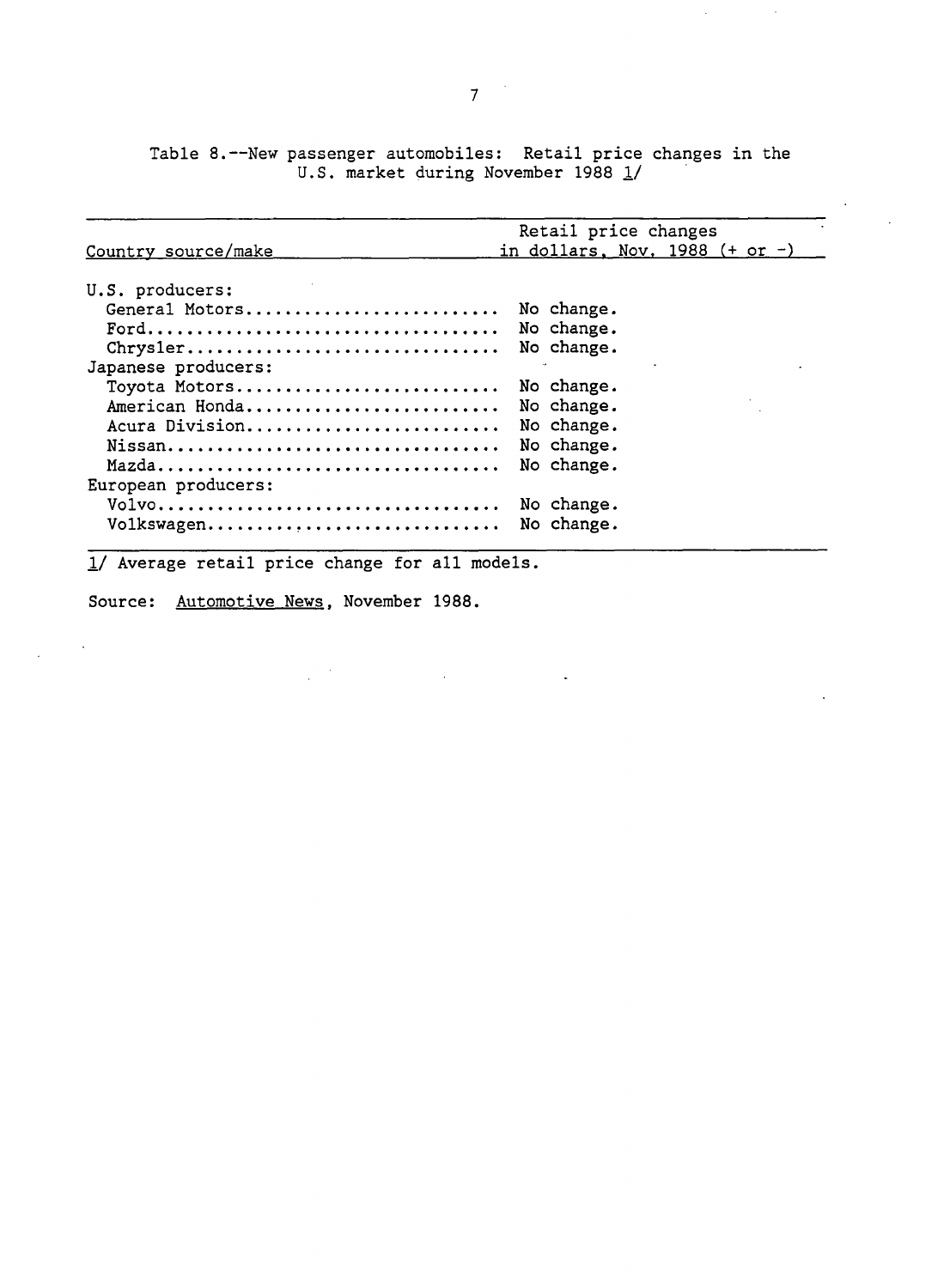Table 8.--New passenger automobiles: Retail price changes in the U.S. market during November 1988 1/

| Country source/make | Retail price changes in dollars, Nov. 1988 (+ or -) |
|---|---|
| U.S. producers: | |
| General Motors | No change. |
| Ford | No change. |
| Chrysler | No change. |
| Japanese producers: | |
| Toyota Motors | No change. |
| American Honda | No change. |
| Acura Division | No change. |
| Nissan | No change. |
| Mazda | No change. |
| European producers: | |
| Volvo | No change. |
| Volkswagen | No change. |

1/ Average retail price change for all models.

Source: Automotive News, November 1988.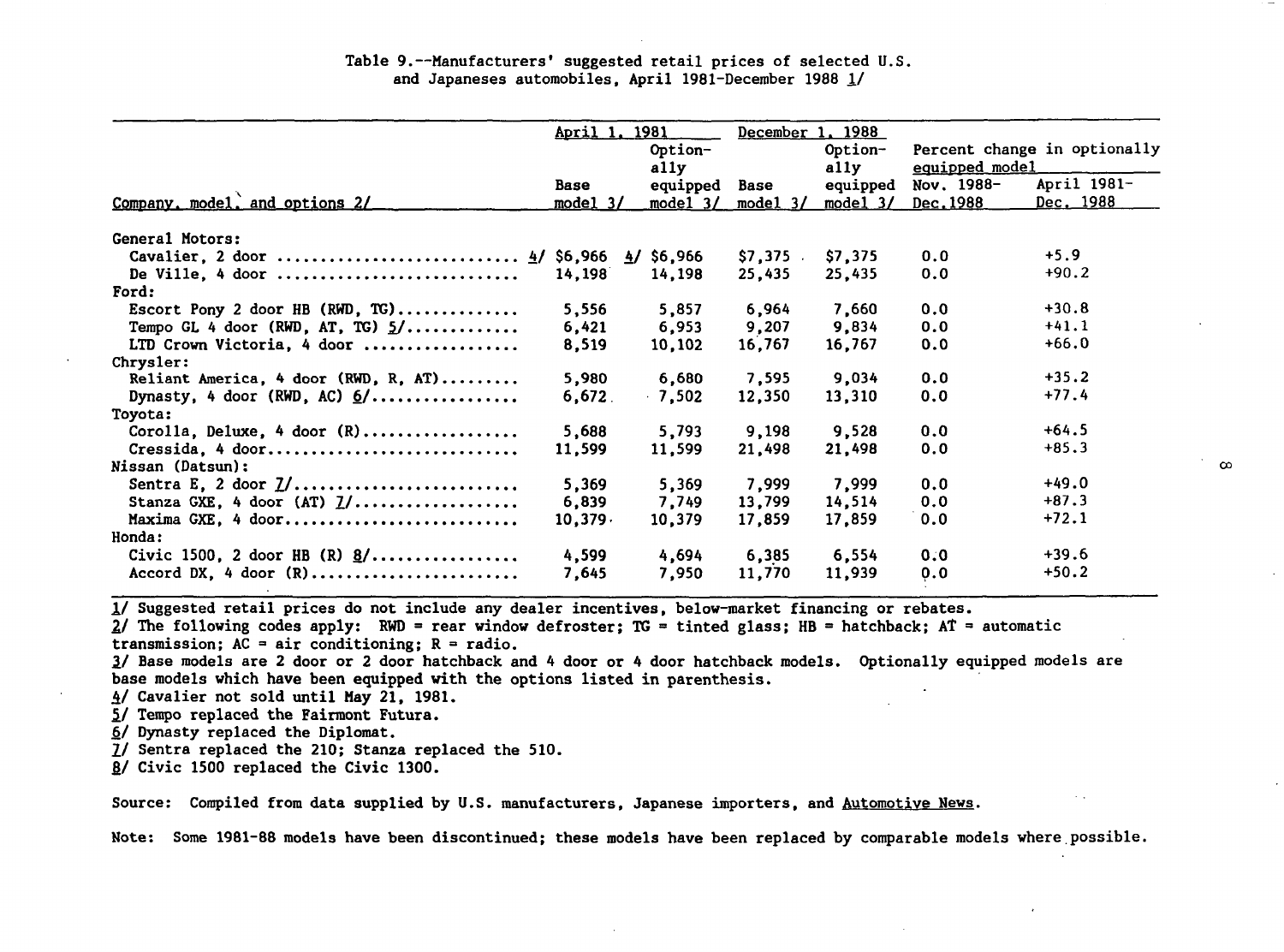Table 9.--Manufacturers' suggested retail prices of selected U.S. and Japaneses automobiles, April 1981-December 1988 1/

| Company, model, and options 2/ | April 1, 1981 | | December 1, 1988 | | Percent change in optionally equipped model | |
|---|---|---|---|---|---|---|
| | Base model 3/ | Optionally equipped model 3/ | Base model 3/ | Optionally equipped model 3/ | Nov. 1988-Dec. 1988 | April 1981-Dec. 1988 |
| General Motors: | | | | | | |
| Cavalier, 2 door | 4/ $6,966 | 4/ $6,966 | $7,375 | $7,375 | 0.0 | +5.9 |
| De Ville, 4 door | 14,198 | 14,198 | 25,435 | 25,435 | 0.0 | +90.2 |
| Ford: | | | | | | |
| Escort Pony 2 door HB (RWD, TG) | 5,556 | 5,857 | 6,964 | 7,660 | 0.0 | +30.8 |
| Tempo GL 4 door (RWD, AT, TG) 5/ | 6,421 | 6,953 | 9,207 | 9,834 | 0.0 | +41.1 |
| LTD Crown Victoria, 4 door | 8,519 | 10,102 | 16,767 | 16,767 | 0.0 | +66.0 |
| Chrysler: | | | | | | |
| Reliant America, 4 door (RWD, R, AT) | 5,980 | 6,680 | 7,595 | 9,034 | 0.0 | +35.2 |
| Dynasty, 4 door (RWD, AC) 6/ | 6,672 | 7,502 | 12,350 | 13,310 | 0.0 | +77.4 |
| Toyota: | | | | | | |
| Corolla, Deluxe, 4 door (R) | 5,688 | 5,793 | 9,198 | 9,528 | 0.0 | +64.5 |
| Cressida, 4 door | 11,599 | 11,599 | 21,498 | 21,498 | 0.0 | +85.3 |
| Nissan (Datsun): | | | | | | |
| Sentra E, 2 door 7/ | 5,369 | 5,369 | 7,999 | 7,999 | 0.0 | +49.0 |
| Stanza GXE, 4 door (AT) 7/ | 6,839 | 7,749 | 13,799 | 14,514 | 0.0 | +87.3 |
| Maxima GXE, 4 door | 10,379 | 10,379 | 17,859 | 17,859 | 0.0 | +72.1 |
| Honda: | | | | | | |
| Civic 1500, 2 door HB (R) 8/ | 4,599 | 4,694 | 6,385 | 6,554 | 0.0 | +39.6 |
| Accord DX, 4 door (R) | 7,645 | 7,950 | 11,770 | 11,939 | 0.0 | +50.2 |

1/ Suggested retail prices do not include any dealer incentives, below-market financing or rebates.
2/ The following codes apply: RWD = rear window defroster; TG = tinted glass; HB = hatchback; AT = automatic transmission; AC = air conditioning; R = radio.
3/ Base models are 2 door or 2 door hatchback and 4 door or 4 door hatchback models. Optionally equipped models are base models which have been equipped with the options listed in parenthesis.
4/ Cavalier not sold until May 21, 1981.
5/ Tempo replaced the Fairmont Futura.
6/ Dynasty replaced the Diplomat.
7/ Sentra replaced the 210; Stanza replaced the 510.
8/ Civic 1500 replaced the Civic 1300.

Source: Compiled from data supplied by U.S. manufacturers, Japanese importers, and Automotive News.

Note: Some 1981-88 models have been discontinued; these models have been replaced by comparable models where possible.